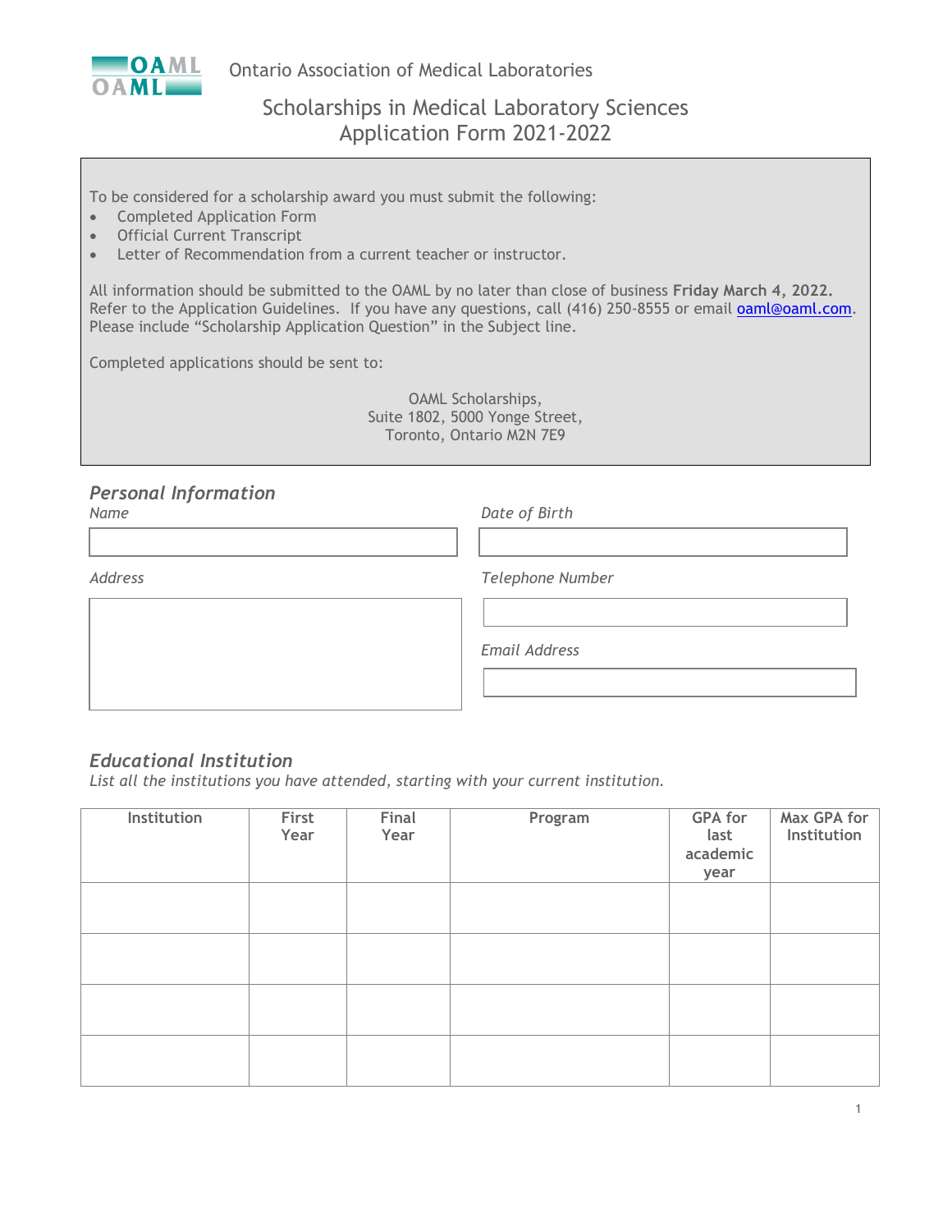Ontario Association of Medical Laboratories

# Scholarships in Medical Laboratory Sciences
# Application Form 2021-2022

To be considered for a scholarship award you must submit the following:

- Completed Application Form
- Official Current Transcript
- Letter of Recommendation from a current teacher or instructor.

All information should be submitted to the OAML by no later than close of business **Friday March 4, 2022.** Refer to the Application Guidelines. If you have any questions, call (416) 250-8555 or email oaml@oaml.com. Please include "Scholarship Application Question" in the Subject line.

Completed applications should be sent to:

OAML Scholarships,
Suite 1802, 5000 Yonge Street,
Toronto, Ontario M2N 7E9

## *Personal Information*

*Name*

*Date of Birth*

*Address*

*Telephone Number*

*Email Address*

## *Educational Institution*

*List all the institutions you have attended, starting with your current institution.*

| Institution | First Year | Final Year | Program | GPA for last academic year | Max GPA for Institution |
|---|---|---|---|---|---|
| | | | | | |
| | | | | | |
| | | | | | |
| | | | | | |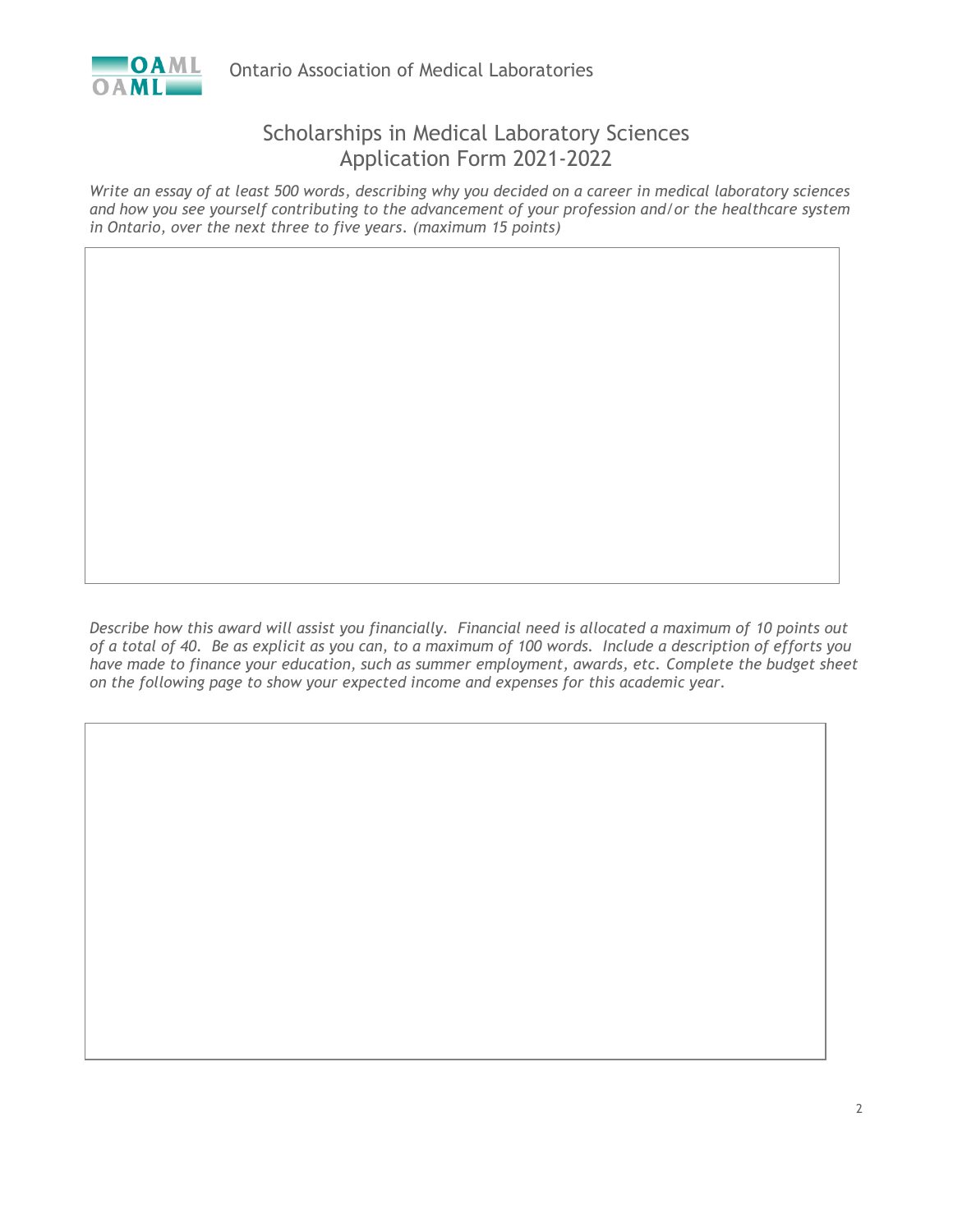Ontario Association of Medical Laboratories

# Scholarships in Medical Laboratory Sciences
## Application Form 2021-2022

*Write an essay of at least 500 words, describing why you decided on a career in medical laboratory sciences and how you see yourself contributing to the advancement of your profession and/or the healthcare system in Ontario, over the next three to five years. (maximum 15 points)*

*Describe how this award will assist you financially. Financial need is allocated a maximum of 10 points out of a total of 40. Be as explicit as you can, to a maximum of 100 words. Include a description of efforts you have made to finance your education, such as summer employment, awards, etc. Complete the budget sheet on the following page to show your expected income and expenses for this academic year.*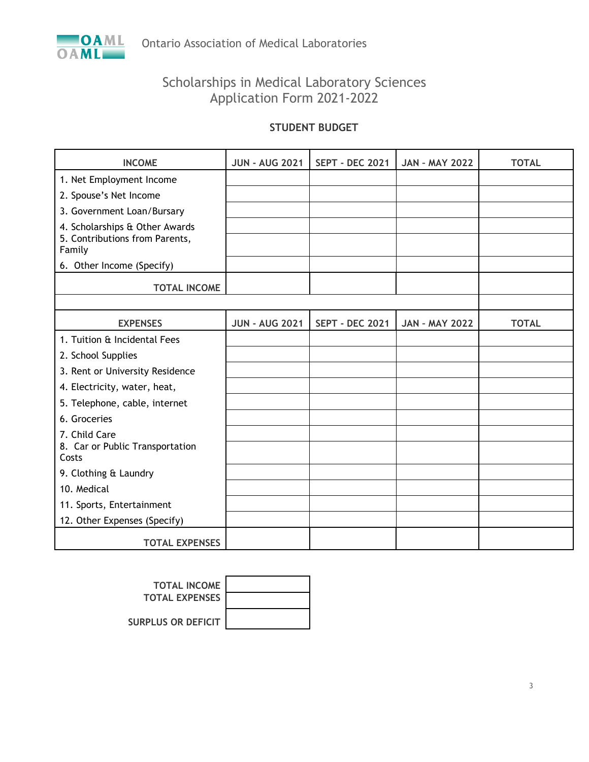Ontario Association of Medical Laboratories

# Scholarships in Medical Laboratory Sciences
# Application Form 2021-2022

## STUDENT BUDGET

| INCOME | JUN - AUG 2021 | SEPT - DEC 2021 | JAN - MAY 2022 | TOTAL |
|---|---|---|---|---|
| 1. Net Employment Income | | | | |
| 2. Spouse's Net Income | | | | |
| 3. Government Loan/Bursary | | | | |
| 4. Scholarships & Other Awards | | | | |
| 5. Contributions from Parents, Family | | | | |
| 6. Other Income (Specify) | | | | |
| **TOTAL INCOME** | | | | |

| EXPENSES | JUN - AUG 2021 | SEPT - DEC 2021 | JAN - MAY 2022 | TOTAL |
|---|---|---|---|---|
| 1. Tuition & Incidental Fees | | | | |
| 2. School Supplies | | | | |
| 3. Rent or University Residence | | | | |
| 4. Electricity, water, heat, | | | | |
| 5. Telephone, cable, internet | | | | |
| 6. Groceries | | | | |
| 7. Child Care | | | | |
| 8. Car or Public Transportation Costs | | | | |
| 9. Clothing & Laundry | | | | |
| 10. Medical | | | | |
| 11. Sports, Entertainment | | | | |
| 12. Other Expenses (Specify) | | | | |
| **TOTAL EXPENSES** | | | | |

| | |
|---|---|
| **TOTAL INCOME** | |
| **TOTAL EXPENSES** | |
| **SURPLUS OR DEFICIT** | |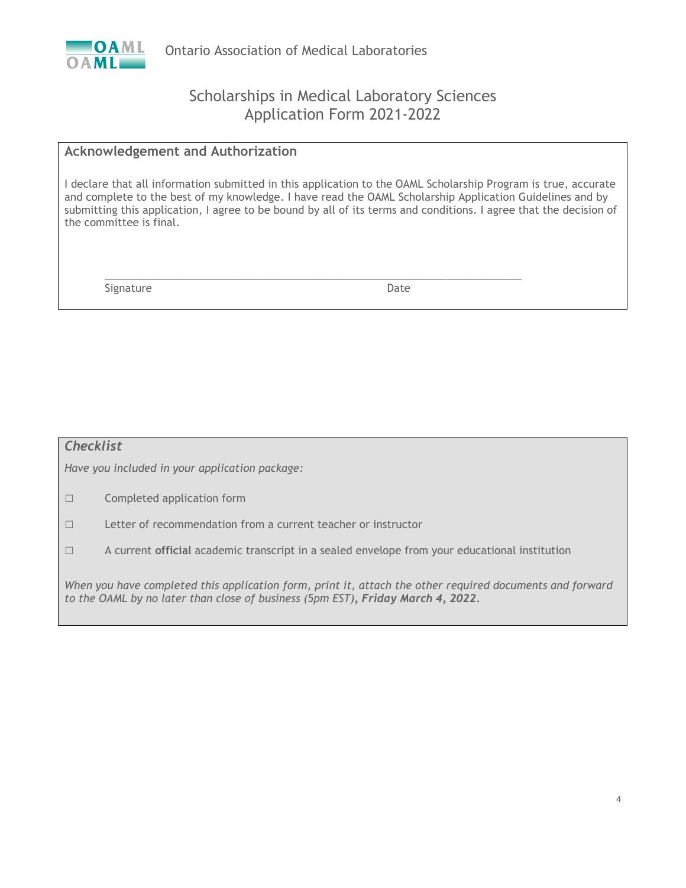Ontario Association of Medical Laboratories

# Scholarships in Medical Laboratory Sciences
# Application Form 2021-2022

## Acknowledgement and Authorization

I declare that all information submitted in this application to the OAML Scholarship Program is true, accurate and complete to the best of my knowledge. I have read the OAML Scholarship Application Guidelines and by submitting this application, I agree to be bound by all of its terms and conditions. I agree that the decision of the committee is final.

\_\_\_\_\_\_\_\_\_\_\_\_\_\_\_\_\_\_\_\_\_\_\_\_\_\_\_\_\_\_\_\_\_\_\_\_\_\_\_\_\_\_\_\_\_\_\_\_\_\_\_\_\_\_\_\_\_\_\_\_\_\_\_\_\_\_\_\_\_\_

Signature                                                                                    Date

## *Checklist*

*Have you included in your application package:*

☐ Completed application form

☐ Letter of recommendation from a current teacher or instructor

☐ A current **official** academic transcript in a sealed envelope from your educational institution

*When you have completed this application form, print it, attach the other required documents and forward to the OAML by no later than close of business (5pm EST), **Friday March 4, 2022**.*